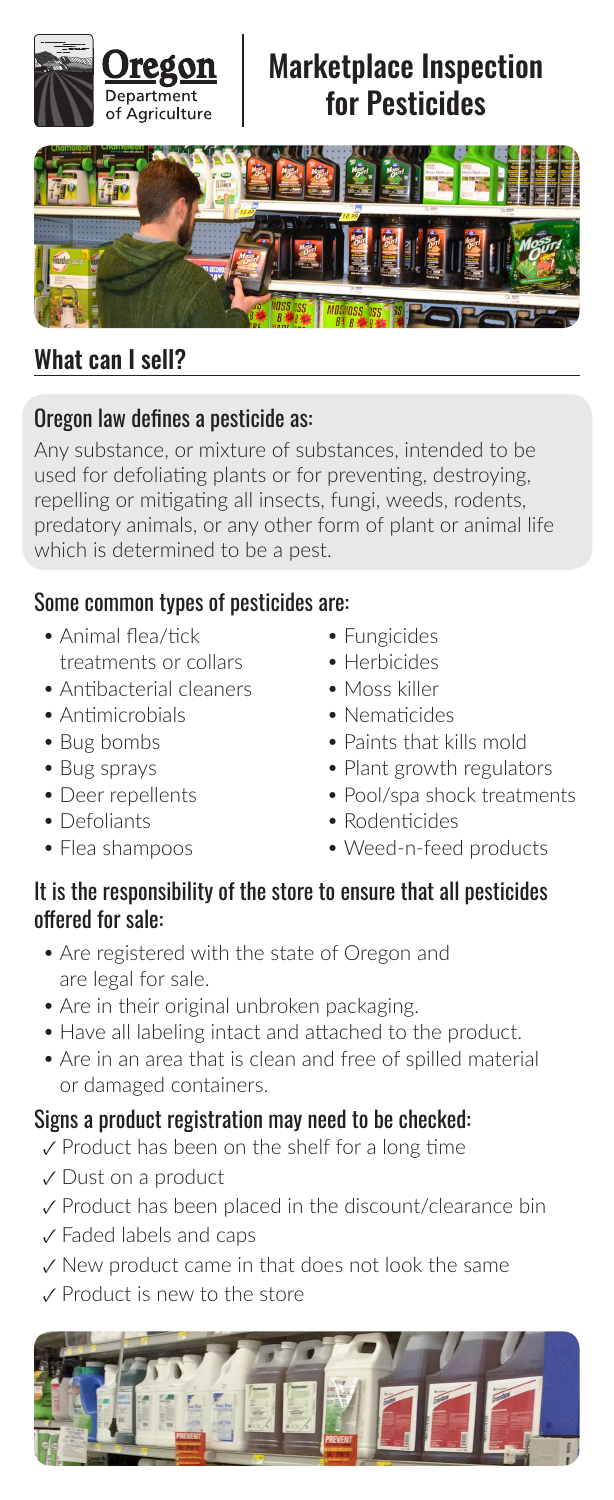# Marketplace Inspection for Pesticides

## What can I sell?

### Oregon law defines a pesticide as:

Any substance, or mixture of substances, intended to be used for defoliating plants or for preventing, destroying, repelling or mitigating all insects, fungi, weeds, rodents, predatory animals, or any other form of plant or animal life which is determined to be a pest.

### Some common types of pesticides are:

- Animal flea/tick treatments or collars
- Antibacterial cleaners
- Antimicrobials
- Bug bombs
- Bug sprays
- Deer repellents
- Defoliants
- Flea shampoos
- Fungicides
- Herbicides
- Moss killer
- Nematicides
- Paints that kills mold
- Plant growth regulators
- Pool/spa shock treatments
- Rodenticides
- Weed-n-feed products

### It is the responsibility of the store to ensure that all pesticides offered for sale:

- Are registered with the state of Oregon and are legal for sale.
- Are in their original unbroken packaging.
- Have all labeling intact and attached to the product.
- Are in an area that is clean and free of spilled material or damaged containers.

### Signs a product registration may need to be checked:

- ✓ Product has been on the shelf for a long time
- ✓ Dust on a product
- ✓ Product has been placed in the discount/clearance bin
- ✓ Faded labels and caps
- ✓ New product came in that does not look the same
- ✓ Product is new to the store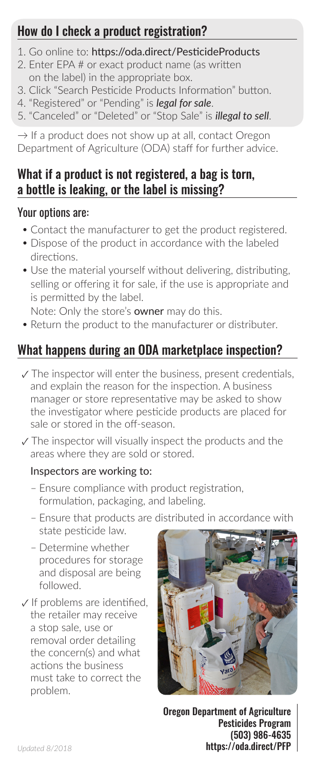## How do I check a product registration?

1. Go online to: https://oda.direct/PesticideProducts
2. Enter EPA # or exact product name (as written on the label) in the appropriate box.
3. Click "Search Pesticide Products Information" button.
4. "Registered" or "Pending" is ***legal for sale***.
5. "Canceled" or "Deleted" or "Stop Sale" is ***illegal to sell***.

→ If a product does not show up at all, contact Oregon Department of Agriculture (ODA) staff for further advice.

## What if a product is not registered, a bag is torn, a bottle is leaking, or the label is missing?

### Your options are:

- Contact the manufacturer to get the product registered.
- Dispose of the product in accordance with the labeled directions.
- Use the material yourself without delivering, distributing, selling or offering it for sale, if the use is appropriate and is permitted by the label.
  Note: Only the store's **owner** may do this.
- Return the product to the manufacturer or distributer.

## What happens during an ODA marketplace inspection?

✓ The inspector will enter the business, present credentials, and explain the reason for the inspection. A business manager or store representative may be asked to show the investigator where pesticide products are placed for sale or stored in the off-season.

✓ The inspector will visually inspect the products and the areas where they are sold or stored.

#### Inspectors are working to:

- Ensure compliance with product registration, formulation, packaging, and labeling.
- Ensure that products are distributed in accordance with state pesticide law.
- Determine whether procedures for storage and disposal are being followed.

✓ If problems are identified, the retailer may receive a stop sale, use or removal order detailing the concern(s) and what actions the business must take to correct the problem.

**Oregon Department of Agriculture**
**Pesticides Program**
**(503) 986-4635**
**https://oda.direct/PFP**

*Updated 8/2018*